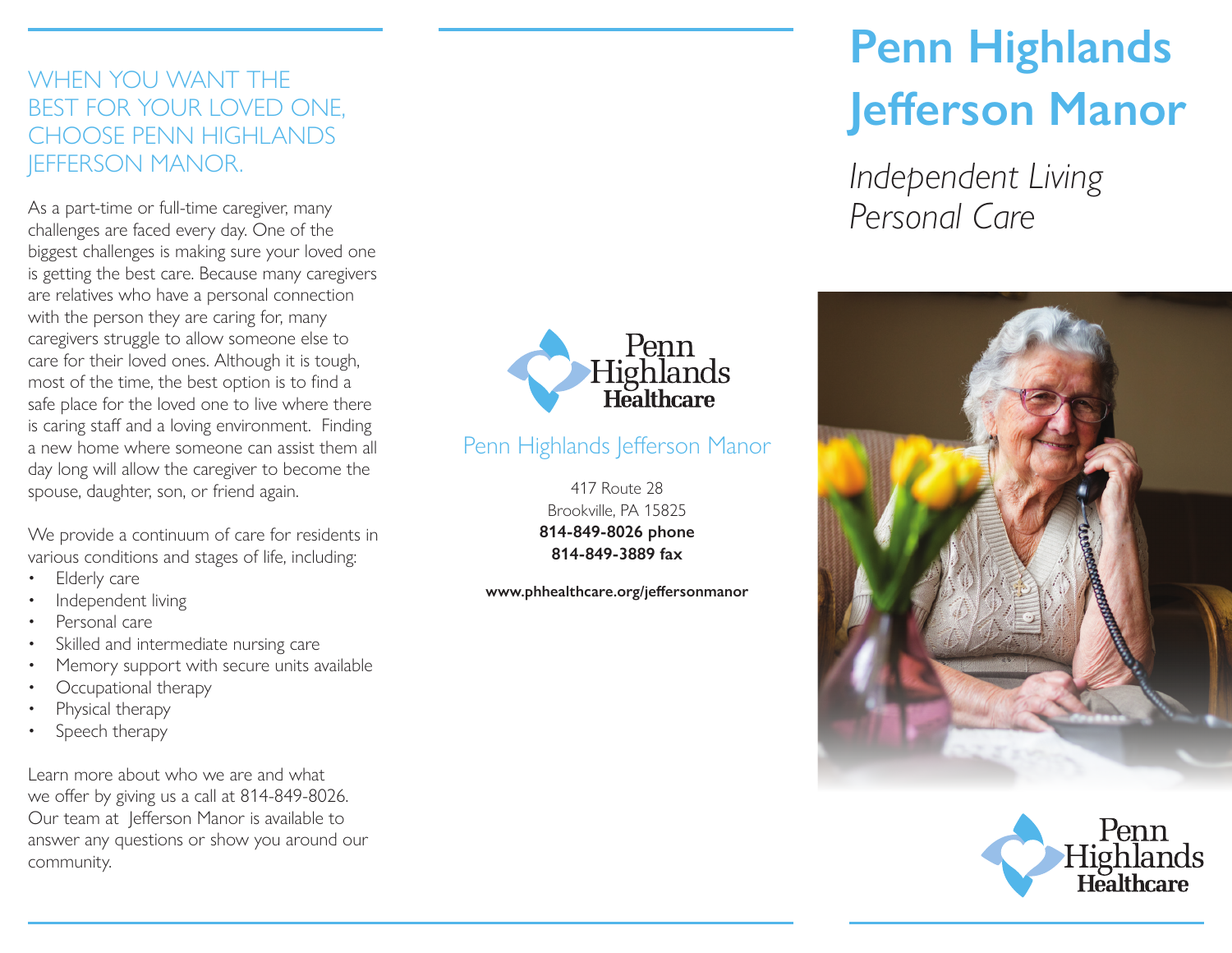# Penn Highlands Jefferson Manor

*Independent Living*
*Personal Care*

Penn Highlands Healthcare

## WHEN YOU WANT THE BEST FOR YOUR LOVED ONE, CHOOSE PENN HIGHLANDS JEFFERSON MANOR.

As a part-time or full-time caregiver, many challenges are faced every day. One of the biggest challenges is making sure your loved one is getting the best care. Because many caregivers are relatives who have a personal connection with the person they are caring for, many caregivers struggle to allow someone else to care for their loved ones. Although it is tough, most of the time, the best option is to find a safe place for the loved one to live where there is caring staff and a loving environment. Finding a new home where someone can assist them all day long will allow the caregiver to become the spouse, daughter, son, or friend again.

We provide a continuum of care for residents in various conditions and stages of life, including:

- Elderly care
- Independent living
- Personal care
- Skilled and intermediate nursing care
- Memory support with secure units available
- Occupational therapy
- Physical therapy
- Speech therapy

Learn more about who we are and what we offer by giving us a call at 814-849-8026. Our team at Jefferson Manor is available to answer any questions or show you around our community.

Penn Highlands Healthcare

Penn Highlands Jefferson Manor

417 Route 28
Brookville, PA 15825
**814-849-8026 phone**
**814-849-3889 fax**

**www.phhealthcare.org/jeffersonmanor**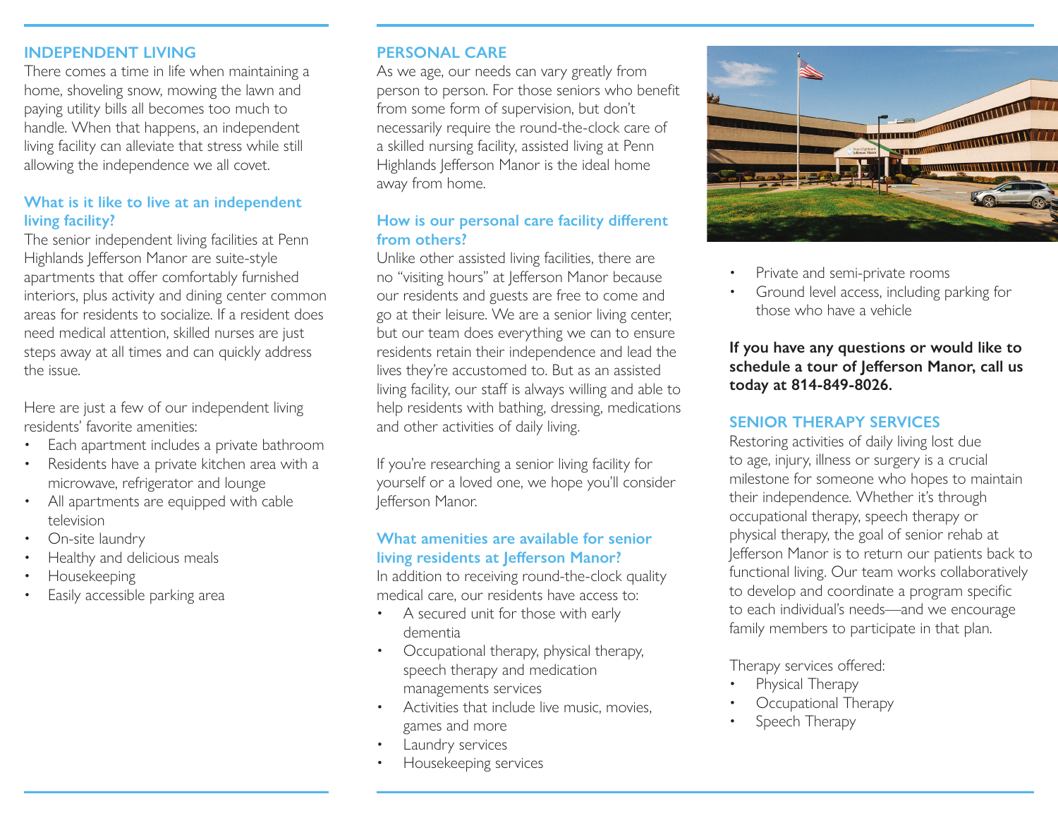## INDEPENDENT LIVING

There comes a time in life when maintaining a home, shoveling snow, mowing the lawn and paying utility bills all becomes too much to handle. When that happens, an independent living facility can alleviate that stress while still allowing the independence we all covet.

### What is it like to live at an independent living facility?

The senior independent living facilities at Penn Highlands Jefferson Manor are suite-style apartments that offer comfortably furnished interiors, plus activity and dining center common areas for residents to socialize. If a resident does need medical attention, skilled nurses are just steps away at all times and can quickly address the issue.

Here are just a few of our independent living residents' favorite amenities:

- Each apartment includes a private bathroom
- Residents have a private kitchen area with a microwave, refrigerator and lounge
- All apartments are equipped with cable television
- On-site laundry
- Healthy and delicious meals
- Housekeeping
- Easily accessible parking area

## PERSONAL CARE

As we age, our needs can vary greatly from person to person. For those seniors who benefit from some form of supervision, but don't necessarily require the round-the-clock care of a skilled nursing facility, assisted living at Penn Highlands Jefferson Manor is the ideal home away from home.

### How is our personal care facility different from others?

Unlike other assisted living facilities, there are no "visiting hours" at Jefferson Manor because our residents and guests are free to come and go at their leisure. We are a senior living center, but our team does everything we can to ensure residents retain their independence and lead the lives they're accustomed to. But as an assisted living facility, our staff is always willing and able to help residents with bathing, dressing, medications and other activities of daily living.

If you're researching a senior living facility for yourself or a loved one, we hope you'll consider Jefferson Manor.

### What amenities are available for senior living residents at Jefferson Manor?

In addition to receiving round-the-clock quality medical care, our residents have access to:

- A secured unit for those with early dementia
- Occupational therapy, physical therapy, speech therapy and medication managements services
- Activities that include live music, movies, games and more
- Laundry services
- Housekeeping services
- Private and semi-private rooms
- Ground level access, including parking for those who have a vehicle

**If you have any questions or would like to schedule a tour of Jefferson Manor, call us today at 814-849-8026.**

## SENIOR THERAPY SERVICES

Restoring activities of daily living lost due to age, injury, illness or surgery is a crucial milestone for someone who hopes to maintain their independence. Whether it's through occupational therapy, speech therapy or physical therapy, the goal of senior rehab at Jefferson Manor is to return our patients back to functional living. Our team works collaboratively to develop and coordinate a program specific to each individual's needs—and we encourage family members to participate in that plan.

Therapy services offered:

- Physical Therapy
- Occupational Therapy
- Speech Therapy